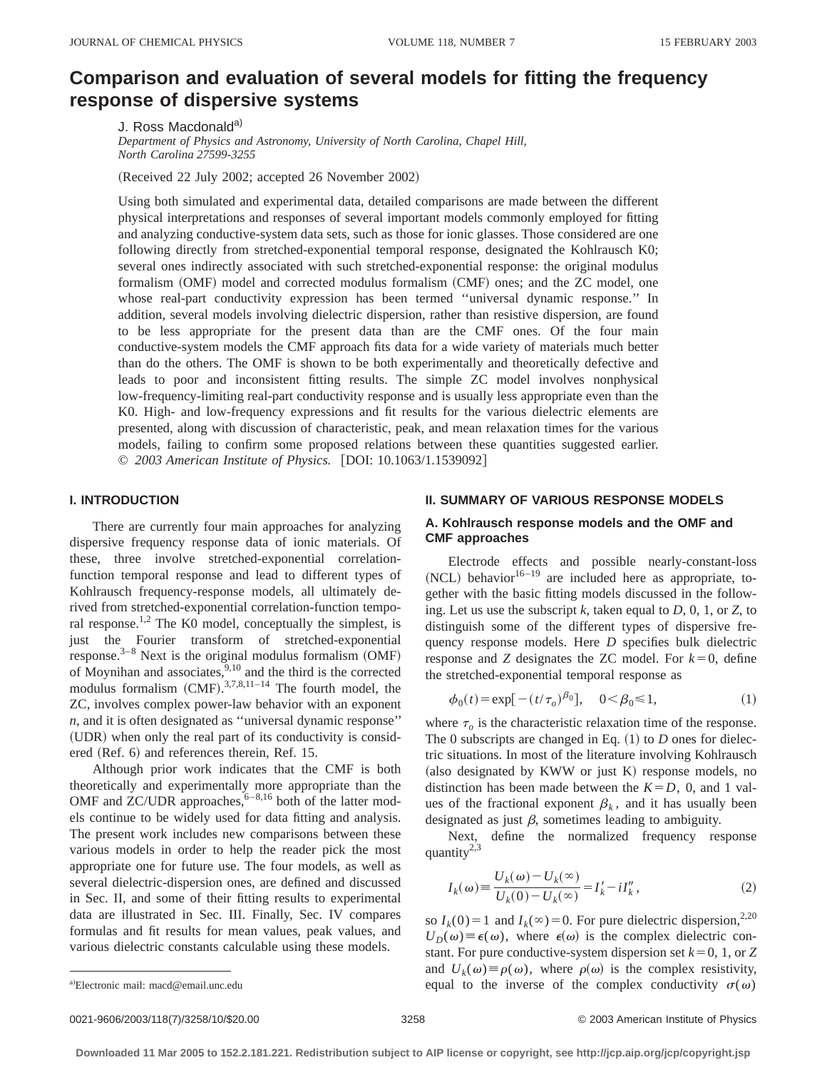# Comparison and evaluation of several models for fitting the frequency response of dispersive systems

J. Ross Macdonald[a]

*Department of Physics and Astronomy, University of North Carolina, Chapel Hill, North Carolina 27599-3255*

(Received 22 July 2002; accepted 26 November 2002)

Using both simulated and experimental data, detailed comparisons are made between the different physical interpretations and responses of several important models commonly employed for fitting and analyzing conductive-system data sets, such as those for ionic glasses. Those considered are one following directly from stretched-exponential temporal response, designated the Kohlrausch K0; several ones indirectly associated with such stretched-exponential response: the original modulus formalism (OMF) model and corrected modulus formalism (CMF) ones; and the ZC model, one whose real-part conductivity expression has been termed ''universal dynamic response.'' In addition, several models involving dielectric dispersion, rather than resistive dispersion, are found to be less appropriate for the present data than are the CMF ones. Of the four main conductive-system models the CMF approach fits data for a wide variety of materials much better than do the others. The OMF is shown to be both experimentally and theoretically defective and leads to poor and inconsistent fitting results. The simple ZC model involves nonphysical low-frequency-limiting real-part conductivity response and is usually less appropriate even than the K0. High- and low-frequency expressions and fit results for the various dielectric elements are presented, along with discussion of characteristic, peak, and mean relaxation times for the various models, failing to confirm some proposed relations between these quantities suggested earlier. © *2003 American Institute of Physics.* [DOI: 10.1063/1.1539092]

## I. INTRODUCTION

There are currently four main approaches for analyzing dispersive frequency response data of ionic materials. Of these, three involve stretched-exponential correlation-function temporal response and lead to different types of Kohlrausch frequency-response models, all ultimately derived from stretched-exponential correlation-function temporal response.[1,2] The K0 model, conceptually the simplest, is just the Fourier transform of stretched-exponential response.[3–8] Next is the original modulus formalism (OMF) of Moynihan and associates,[9,10] and the third is the corrected modulus formalism (CMF).[3,7,8,11–14] The fourth model, the ZC, involves complex power-law behavior with an exponent $n$, and it is often designated as ''universal dynamic response'' (UDR) when only the real part of its conductivity is considered (Ref. 6) and references therein, Ref. 15.

Although prior work indicates that the CMF is both theoretically and experimentally more appropriate than the OMF and ZC/UDR approaches,[6–8,16] both of the latter models continue to be widely used for data fitting and analysis. The present work includes new comparisons between these various models in order to help the reader pick the most appropriate one for future use. The four models, as well as several dielectric-dispersion ones, are defined and discussed in Sec. II, and some of their fitting results to experimental data are illustrated in Sec. III. Finally, Sec. IV compares formulas and fit results for mean values, peak values, and various dielectric constants calculable using these models.

## II. SUMMARY OF VARIOUS RESPONSE MODELS

### A. Kohlrausch response models and the OMF and CMF approaches

Electrode effects and possible nearly-constant-loss (NCL) behavior[16–19] are included here as appropriate, together with the basic fitting models discussed in the following. Let us use the subscript $k$, taken equal to $D$, 0, 1, or $Z$, to distinguish some of the different types of dispersive frequency response models. Here $D$ specifies bulk dielectric response and $Z$ designates the ZC model. For $k=0$, define the stretched-exponential temporal response as

$$\phi_0(t) \equiv \exp[-(t/\tau_o)^{\beta_0}], \quad 0<\beta_0 \leq 1, \tag{1}$$

where $\tau_o$ is the characteristic relaxation time of the response. The 0 subscripts are changed in Eq. (1) to $D$ ones for dielectric situations. In most of the literature involving Kohlrausch (also designated by KWW or just K) response models, no distinction has been made between the $K=D$, 0, and 1 values of the fractional exponent $\beta_k$, and it has usually been designated as just $\beta$, sometimes leading to ambiguity.

Next, define the normalized frequency response quantity[2,3]

$$I_k(\omega) \equiv \frac{U_k(\omega)-U_k(\infty)}{U_k(0)-U_k(\infty)} = I'_k - iI''_k, \tag{2}$$

so $I_k(0)=1$ and $I_k(\infty)=0$. For pure dielectric dispersion,[2,20] $U_D(\omega) \equiv \epsilon(\omega)$, where $\epsilon(\omega)$ is the complex dielectric constant. For pure conductive-system dispersion set $k=0$, 1, or $Z$ and $U_k(\omega) \equiv \rho(\omega)$, where $\rho(\omega)$ is the complex resistivity, equal to the inverse of the complex conductivity $\sigma(\omega)$

---

[a]Electronic mail: macd@email.unc.edu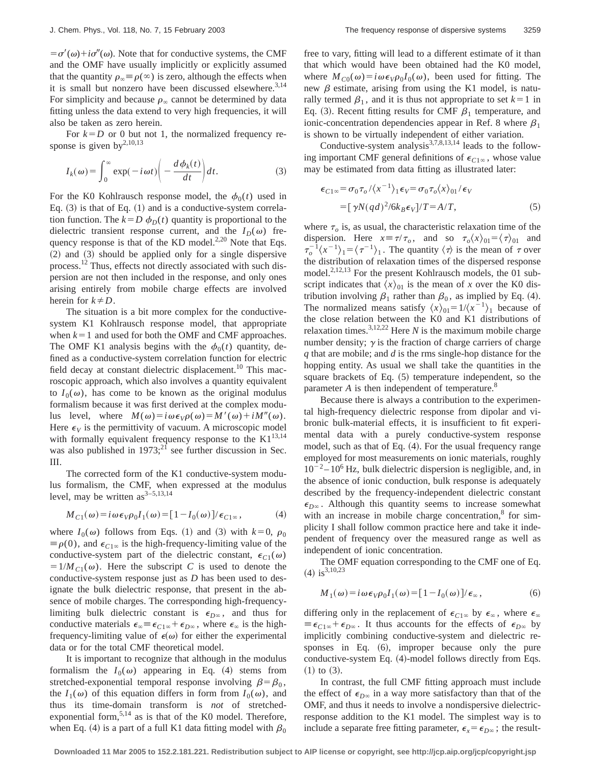$=\sigma'(\omega)+i\sigma''(\omega)$. Note that for conductive systems, the CMF and the OMF have usually implicitly or explicitly assumed that the quantity $\rho_\infty \equiv \rho(\infty)$ is zero, although the effects when it is small but nonzero have been discussed elsewhere.[3,14] For simplicity and because $\rho_\infty$ cannot be determined by data fitting unless the data extend to very high frequencies, it will also be taken as zero herein.

For $k=D$ or 0 but not 1, the normalized frequency response is given by[2,10,13]

$$I_k(\omega)=\int_0^\infty \exp(-i\omega t)\left(-\frac{d\phi_k(t)}{dt}\right)dt. \tag{3}$$

For the K0 Kohlrausch response model, the $\phi_0(t)$ used in Eq. (3) is that of Eq. (1) and is a conductive-system correlation function. The $k=D$ $\phi_D(t)$ quantity is proportional to the dielectric transient response current, and the $I_D(\omega)$ frequency response is that of the KD model.[2,20] Note that Eqs. (2) and (3) should be applied only for a single dispersive process.[12] Thus, effects not directly associated with such dispersion are not then included in the response, and only ones arising entirely from mobile charge effects are involved herein for $k\neq D$.

The situation is a bit more complex for the conductive-system K1 Kohlrausch response model, that appropriate when $k=1$ and used for both the OMF and CMF approaches. The OMF K1 analysis begins with the $\phi_0(t)$ quantity, defined as a conductive-system correlation function for electric field decay at constant dielectric displacement.[10] This macroscopic approach, which also involves a quantity equivalent to $I_0(\omega)$, has come to be known as the original modulus formalism because it was first derived at the complex modulus level, where $M(\omega)=i\omega\epsilon_V\rho(\omega)=M'(\omega)+iM''(\omega)$. Here $\epsilon_V$ is the permittivity of vacuum. A microscopic model with formally equivalent frequency response to the K1[13,14] was also published in 1973;[21] see further discussion in Sec. III.

The corrected form of the K1 conductive-system modulus formalism, the CMF, when expressed at the modulus level, may be written as[3–5,13,14]

$$M_{C1}(\omega)=i\omega\epsilon_V\rho_0 I_1(\omega)=[1-I_0(\omega)]/\epsilon_{C1\infty}, \tag{4}$$

where $I_0(\omega)$ follows from Eqs. (1) and (3) with $k=0$, $\rho_0 \equiv \rho(0)$, and $\epsilon_{C1\infty}$ is the high-frequency-limiting value of the conductive-system part of the dielectric constant, $\epsilon_{C1}(\omega)=1/M_{C1}(\omega)$. Here the subscript $C$ is used to denote the conductive-system response just as $D$ has been used to designate the bulk dielectric response, that present in the absence of mobile charges. The corresponding high-frequency-limiting bulk dielectric constant is $\epsilon_{D\infty}$, and thus for conductive materials $\epsilon_\infty \equiv \epsilon_{C1\infty}+\epsilon_{D\infty}$, where $\epsilon_\infty$ is the high-frequency-limiting value of $\epsilon(\omega)$ for either the experimental data or for the total CMF theoretical model.

It is important to recognize that although in the modulus formalism the $I_0(\omega)$ appearing in Eq. (4) stems from stretched-exponential temporal response involving $\beta=\beta_0$, the $I_1(\omega)$ of this equation differs in form from $I_0(\omega)$, and thus its time-domain transform is *not* of stretched-exponential form,[5,14] as is that of the K0 model. Therefore, when Eq. (4) is a part of a full K1 data fitting model with $\beta_0$ free to vary, fitting will lead to a different estimate of it than that which would have been obtained had the K0 model, where $M_{C0}(\omega)=i\omega\epsilon_V\rho_0 I_0(\omega)$, been used for fitting. The new $\beta$ estimate, arising from using the K1 model, is naturally termed $\beta_1$, and it is thus not appropriate to set $k=1$ in Eq. (3). Recent fitting results for CMF $\beta_1$ temperature, and ionic-concentration dependencies appear in Ref. 8 where $\beta_1$ is shown to be virtually independent of either variation.

Conductive-system analysis[3,7,8,13,14] leads to the following important CMF general definitions of $\epsilon_{C1\infty}$, whose value may be estimated from data fitting as illustrated later:

$$\begin{aligned}\epsilon_{C1\infty}&=\sigma_0\tau_o/\langle x^{-1}\rangle_1\epsilon_V=\sigma_0\tau_o\langle x\rangle_{01}/\epsilon_V\\ &=[\gamma N(qd)^2/6k_B\epsilon_V]/T=A/T,\end{aligned} \tag{5}$$

where $\tau_o$ is, as usual, the characteristic relaxation time of the dispersion. Here $x\equiv\tau/\tau_o$, and so $\tau_o\langle x\rangle_{01}=\langle\tau\rangle_{01}$ and $\tau_o^{-1}\langle x^{-1}\rangle_1=\langle\tau^{-1}\rangle_1$. The quantity $\langle\tau\rangle$ is the mean of $\tau$ over the distribution of relaxation times of the dispersed response model.[2,12,13] For the present Kohlrausch models, the 01 subscript indicates that $\langle x\rangle_{01}$ is the mean of $x$ over the K0 distribution involving $\beta_1$ rather than $\beta_0$, as implied by Eq. (4). The normalized means satisfy $\langle x\rangle_{01}=1/\langle x^{-1}\rangle_1$ because of the close relation between the K0 and K1 distributions of relaxation times.[3,12,22] Here $N$ is the maximum mobile charge number density; $\gamma$ is the fraction of charge carriers of charge $q$ that are mobile; and $d$ is the rms single-hop distance for the hopping entity. As usual we shall take the quantities in the square brackets of Eq. (5) temperature independent, so the parameter $A$ is then independent of temperature.[8]

Because there is always a contribution to the experimental high-frequency dielectric response from dipolar and vibronic bulk-material effects, it is insufficient to fit experimental data with a purely conductive-system response model, such as that of Eq. (4). For the usual frequency range employed for most measurements on ionic materials, roughly $10^{-2}$–$10^{6}$ Hz, bulk dielectric dispersion is negligible, and, in the absence of ionic conduction, bulk response is adequately described by the frequency-independent dielectric constant $\epsilon_{D\infty}$. Although this quantity seems to increase somewhat with an increase in mobile charge concentration,[8] for simplicity I shall follow common practice here and take it independent of frequency over the measured range as well as independent of ionic concentration.

The OMF equation corresponding to the CMF one of Eq. (4) is[3,10,23]

$$M_1(\omega)=i\omega\epsilon_V\rho_0 I_1(\omega)=[1-I_0(\omega)]/\epsilon_\infty, \tag{6}$$

differing only in the replacement of $\epsilon_{C1\infty}$ by $\epsilon_\infty$, where $\epsilon_\infty \equiv \epsilon_{C1\infty}+\epsilon_{D\infty}$. It thus accounts for the effects of $\epsilon_{D\infty}$ by implicitly combining conductive-system and dielectric responses in Eq. (6), improper because only the pure conductive-system Eq. (4)-model follows directly from Eqs. (1) to (3).

In contrast, the full CMF fitting approach must include the effect of $\epsilon_{D\infty}$ in a way more satisfactory than that of the OMF, and thus it needs to involve a nondispersive dielectric-response addition to the K1 model. The simplest way is to include a separate free fitting parameter, $\epsilon_x=\epsilon_{D\infty}$; the result-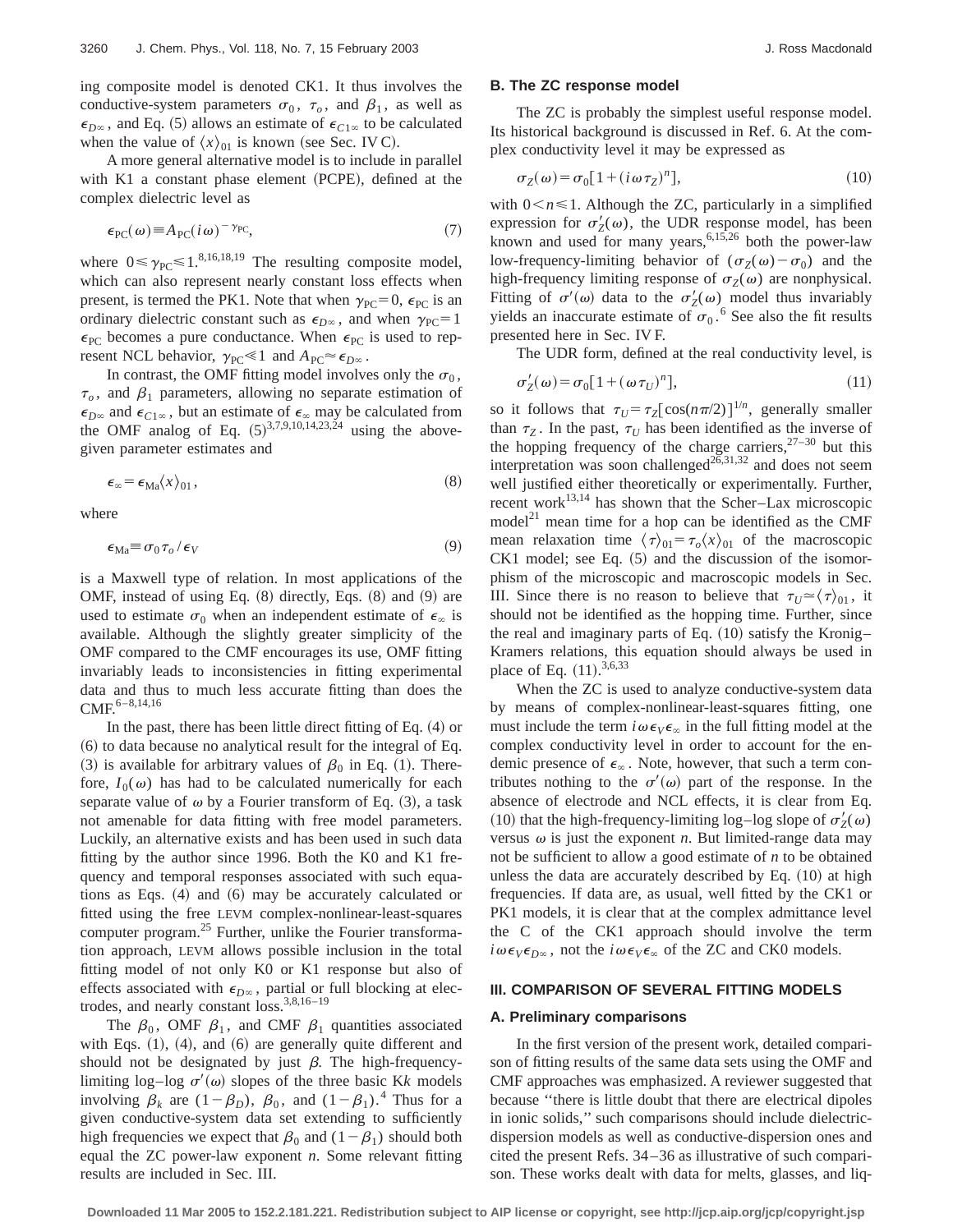ing composite model is denoted CK1. It thus involves the conductive-system parameters $\sigma_0$, $\tau_o$, and $\beta_1$, as well as $\epsilon_{D\infty}$, and Eq. (5) allows an estimate of $\epsilon_{C1\infty}$ to be calculated when the value of $\langle x \rangle_{01}$ is known (see Sec. IV C).

A more general alternative model is to include in parallel with K1 a constant phase element (PCPE), defined at the complex dielectric level as

$$\epsilon_{\text{PC}}(\omega) \equiv A_{\text{PC}}(i\omega)^{-\gamma_{\text{PC}}}, \tag{7}$$

where $0 \leq \gamma_{\text{PC}} \leq 1$.[8,16,18,19] The resulting composite model, which can also represent nearly constant loss effects when present, is termed the PK1. Note that when $\gamma_{\text{PC}}=0$, $\epsilon_{\text{PC}}$ is an ordinary dielectric constant such as $\epsilon_{D\infty}$, and when $\gamma_{\text{PC}}=1$ $\epsilon_{\text{PC}}$ becomes a pure conductance. When $\epsilon_{\text{PC}}$ is used to represent NCL behavior, $\gamma_{\text{PC}} \ll 1$ and $A_{\text{PC}} \approx \epsilon_{D\infty}$.

In contrast, the OMF fitting model involves only the $\sigma_0$, $\tau_o$, and $\beta_1$ parameters, allowing no separate estimation of $\epsilon_{D\infty}$ and $\epsilon_{C1\infty}$, but an estimate of $\epsilon_\infty$ may be calculated from the OMF analog of Eq. (5)[3,7,9,10,14,23,24] using the above-given parameter estimates and

$$\epsilon_\infty = \epsilon_{\text{Ma}} \langle x \rangle_{01}, \tag{8}$$

where

$$\epsilon_{\text{Ma}} \equiv \sigma_0 \tau_o / \epsilon_V \tag{9}$$

is a Maxwell type of relation. In most applications of the OMF, instead of using Eq. (8) directly, Eqs. (8) and (9) are used to estimate $\sigma_0$ when an independent estimate of $\epsilon_\infty$ is available. Although the slightly greater simplicity of the OMF compared to the CMF encourages its use, OMF fitting invariably leads to inconsistencies in fitting experimental data and thus to much less accurate fitting than does the CMF.[6–8,14,16]

In the past, there has been little direct fitting of Eq. (4) or (6) to data because no analytical result for the integral of Eq. (3) is available for arbitrary values of $\beta_0$ in Eq. (1). Therefore, $I_0(\omega)$ has had to be calculated numerically for each separate value of $\omega$ by a Fourier transform of Eq. (3), a task not amenable for data fitting with free model parameters. Luckily, an alternative exists and has been used in such data fitting by the author since 1996. Both the K0 and K1 frequency and temporal responses associated with such equations as Eqs. (4) and (6) may be accurately calculated or fitted using the free LEVM complex-nonlinear-least-squares computer program.[25] Further, unlike the Fourier transformation approach, LEVM allows possible inclusion in the total fitting model of not only K0 or K1 response but also of effects associated with $\epsilon_{D\infty}$, partial or full blocking at electrodes, and nearly constant loss.[3,8,16–19]

The $\beta_0$, OMF $\beta_1$, and CMF $\beta_1$ quantities associated with Eqs. (1), (4), and (6) are generally quite different and should not be designated by just $\beta$. The high-frequency-limiting log–log $\sigma'(\omega)$ slopes of the three basic K$k$ models involving $\beta_k$ are $(1-\beta_D)$, $\beta_0$, and $(1-\beta_1)$.[4] Thus for a given conductive-system data set extending to sufficiently high frequencies we expect that $\beta_0$ and $(1-\beta_1)$ should both equal the ZC power-law exponent $n$. Some relevant fitting results are included in Sec. III.

### B. The ZC response model

The ZC is probably the simplest useful response model. Its historical background is discussed in Ref. 6. At the complex conductivity level it may be expressed as

$$\sigma_Z(\omega) = \sigma_0[1 + (i\omega\tau_Z)^n], \tag{10}$$

with $0 < n \leq 1$. Although the ZC, particularly in a simplified expression for $\sigma'_Z(\omega)$, the UDR response model, has been known and used for many years,[6,15,26] both the power-law low-frequency-limiting behavior of $(\sigma_Z(\omega)-\sigma_0)$ and the high-frequency limiting response of $\sigma_Z(\omega)$ are nonphysical. Fitting of $\sigma'(\omega)$ data to the $\sigma'_Z(\omega)$ model thus invariably yields an inaccurate estimate of $\sigma_0$.[6] See also the fit results presented here in Sec. IV F.

The UDR form, defined at the real conductivity level, is

$$\sigma'_Z(\omega) = \sigma_0[1 + (\omega\tau_U)^n], \tag{11}$$

so it follows that $\tau_U = \tau_Z[\cos(n\pi/2)]^{1/n}$, generally smaller than $\tau_Z$. In the past, $\tau_U$ has been identified as the inverse of the hopping frequency of the charge carriers,[27–30] but this interpretation was soon challenged[26,31,32] and does not seem well justified either theoretically or experimentally. Further, recent work[13,14] has shown that the Scher–Lax microscopic model[21] mean time for a hop can be identified as the CMF mean relaxation time $\langle \tau \rangle_{01} = \tau_o \langle x \rangle_{01}$ of the macroscopic CK1 model; see Eq. (5) and the discussion of the isomorphism of the microscopic and macroscopic models in Sec. III. Since there is no reason to believe that $\tau_U \simeq \langle \tau \rangle_{01}$, it should not be identified as the hopping time. Further, since the real and imaginary parts of Eq. (10) satisfy the Kronig–Kramers relations, this equation should always be used in place of Eq. (11).[3,6,33]

When the ZC is used to analyze conductive-system data by means of complex-nonlinear-least-squares fitting, one must include the term $i\omega\epsilon_V\epsilon_\infty$ in the full fitting model at the complex conductivity level in order to account for the endemic presence of $\epsilon_\infty$. Note, however, that such a term contributes nothing to the $\sigma'(\omega)$ part of the response. In the absence of electrode and NCL effects, it is clear from Eq. (10) that the high-frequency-limiting log–log slope of $\sigma'_Z(\omega)$ versus $\omega$ is just the exponent $n$. But limited-range data may not be sufficient to allow a good estimate of $n$ to be obtained unless the data are accurately described by Eq. (10) at high frequencies. If data are, as usual, well fitted by the CK1 or PK1 models, it is clear that at the complex admittance level the C of the CK1 approach should involve the term $i\omega\epsilon_V\epsilon_{D\infty}$, not the $i\omega\epsilon_V\epsilon_\infty$ of the ZC and CK0 models.

## III. COMPARISON OF SEVERAL FITTING MODELS

### A. Preliminary comparisons

In the first version of the present work, detailed comparison of fitting results of the same data sets using the OMF and CMF approaches was emphasized. A reviewer suggested that because "there is little doubt that there are electrical dipoles in ionic solids," such comparisons should include dielectric-dispersion models as well as conductive-dispersion ones and cited the present Refs. 34–36 as illustrative of such comparison. These works dealt with data for melts, glasses, and liq-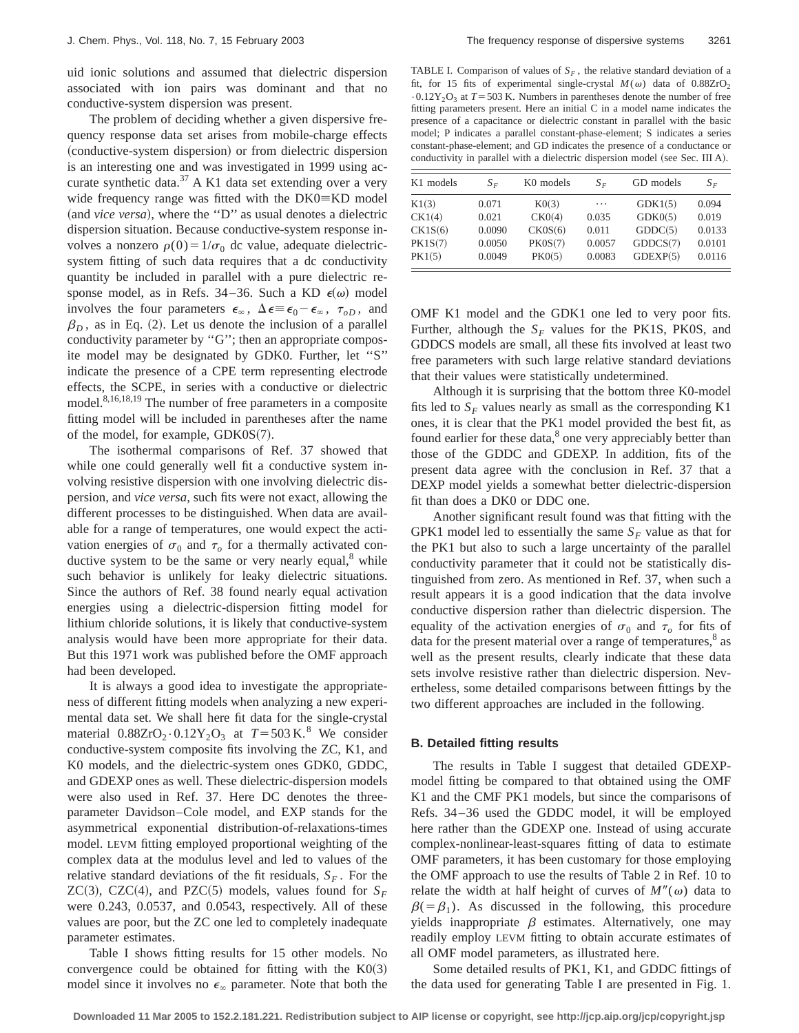uid ionic solutions and assumed that dielectric dispersion associated with ion pairs was dominant and that no conductive-system dispersion was present.

The problem of deciding whether a given dispersive frequency response data set arises from mobile-charge effects (conductive-system dispersion) or from dielectric dispersion is an interesting one and was investigated in 1999 using accurate synthetic data.[37] A K1 data set extending over a very wide frequency range was fitted with the DK0≡KD model (and *vice versa*), where the "D" as usual denotes a dielectric dispersion situation. Because conductive-system response involves a nonzero $\rho(0)=1/\sigma_0$ dc value, adequate dielectric-system fitting of such data requires that a dc conductivity quantity be included in parallel with a pure dielectric response model, as in Refs. 34–36. Such a KD $\epsilon(\omega)$ model involves the four parameters $\epsilon_\infty$, $\Delta\epsilon \equiv \epsilon_0 - \epsilon_\infty$, $\tau_{oD}$, and $\beta_D$, as in Eq. (2). Let us denote the inclusion of a parallel conductivity parameter by "G"; then an appropriate composite model may be designated by GDK0. Further, let "S" indicate the presence of a CPE term representing electrode effects, the SCPE, in series with a conductive or dielectric model.[8,16,18,19] The number of free parameters in a composite fitting model will be included in parentheses after the name of the model, for example, GDK0S(7).

The isothermal comparisons of Ref. 37 showed that while one could generally well fit a conductive system involving resistive dispersion with one involving dielectric dispersion, and *vice versa*, such fits were not exact, allowing the different processes to be distinguished. When data are available for a range of temperatures, one would expect the activation energies of $\sigma_0$ and $\tau_o$ for a thermally activated conductive system to be the same or very nearly equal,[8] while such behavior is unlikely for leaky dielectric situations. Since the authors of Ref. 38 found nearly equal activation energies using a dielectric-dispersion fitting model for lithium chloride solutions, it is likely that conductive-system analysis would have been more appropriate for their data. But this 1971 work was published before the OMF approach had been developed.

It is always a good idea to investigate the appropriateness of different fitting models when analyzing a new experimental data set. We shall here fit data for the single-crystal material $0.88\mathrm{ZrO_2}\cdot 0.12\mathrm{Y_2O_3}$ at $T=503$ K.[8] We consider conductive-system composite fits involving the ZC, K1, and K0 models, and the dielectric-system ones GDK0, GDDC, and GDEXP ones as well. These dielectric-dispersion models were also used in Ref. 37. Here DC denotes the three-parameter Davidson–Cole model, and EXP stands for the asymmetrical exponential distribution-of-relaxations-times model. LEVM fitting employed proportional weighting of the complex data at the modulus level and led to values of the relative standard deviations of the fit residuals, $S_F$. For the ZC(3), CZC(4), and PZC(5) models, values found for $S_F$ were 0.243, 0.0537, and 0.0543, respectively. All of these values are poor, but the ZC one led to completely inadequate parameter estimates.

Table I shows fitting results for 15 other models. No convergence could be obtained for fitting with the K0(3) model since it involves no $\epsilon_\infty$ parameter. Note that both the OMF K1 model and the GDK1 one led to very poor fits. Further, although the $S_F$ values for the PK1S, PK0S, and GDDCS models are small, all these fits involved at least two free parameters with such large relative standard deviations that their values were statistically undetermined.

TABLE I. Comparison of values of $S_F$, the relative standard deviation of a fit, for 15 fits of experimental single-crystal $M(\omega)$ data of $0.88\mathrm{ZrO_2}\cdot 0.12\mathrm{Y_2O_3}$ at $T=503$ K. Numbers in parentheses denote the number of free fitting parameters present. Here an initial C in a model name indicates the presence of a capacitance or dielectric constant in parallel with the basic model; P indicates a parallel constant-phase-element; S indicates a series constant-phase-element; and GD indicates the presence of a conductance or conductivity in parallel with a dielectric dispersion model (see Sec. III A).

| K1 models | $S_F$ | K0 models | $S_F$ | GD models | $S_F$ |
|---|---|---|---|---|---|
| K1(3) | 0.071 | K0(3) | ⋯ | GDK1(5) | 0.094 |
| CK1(4) | 0.021 | CK0(4) | 0.035 | GDK0(5) | 0.019 |
| CK1S(6) | 0.0090 | CK0S(6) | 0.011 | GDDC(5) | 0.0133 |
| PK1S(7) | 0.0050 | PK0S(7) | 0.0057 | GDDCS(7) | 0.0101 |
| PK1(5) | 0.0049 | PK0(5) | 0.0083 | GDEXP(5) | 0.0116 |

Although it is surprising that the bottom three K0-model fits led to $S_F$ values nearly as small as the corresponding K1 ones, it is clear that the PK1 model provided the best fit, as found earlier for these data,[8] one very appreciably better than those of the GDDC and GDEXP. In addition, fits of the present data agree with the conclusion in Ref. 37 that a DEXP model yields a somewhat better dielectric-dispersion fit than does a DK0 or DDC one.

Another significant result found was that fitting with the GPK1 model led to essentially the same $S_F$ value as that for the PK1 but also to such a large uncertainty of the parallel conductivity parameter that it could not be statistically distinguished from zero. As mentioned in Ref. 37, when such a result appears it is a good indication that the data involve conductive dispersion rather than dielectric dispersion. The equality of the activation energies of $\sigma_0$ and $\tau_o$ for fits of data for the present material over a range of temperatures,[8] as well as the present results, clearly indicate that these data sets involve resistive rather than dielectric dispersion. Nevertheless, some detailed comparisons between fittings by the two different approaches are included in the following.

### B. Detailed fitting results

The results in Table I suggest that detailed GDEXP-model fitting be compared to that obtained using the OMF K1 and the CMF PK1 models, but since the comparisons of Refs. 34–36 used the GDDC model, it will be employed here rather than the GDEXP one. Instead of using accurate complex-nonlinear-least-squares fitting of data to estimate OMF parameters, it has been customary for those employing the OMF approach to use the results of Table 2 in Ref. 10 to relate the width at half height of curves of $M''(\omega)$ data to $\beta(=\beta_1)$. As discussed in the following, this procedure yields inappropriate $\beta$ estimates. Alternatively, one may readily employ LEVM fitting to obtain accurate estimates of all OMF model parameters, as illustrated here.

Some detailed results of PK1, K1, and GDDC fittings of the data used for generating Table I are presented in Fig. 1.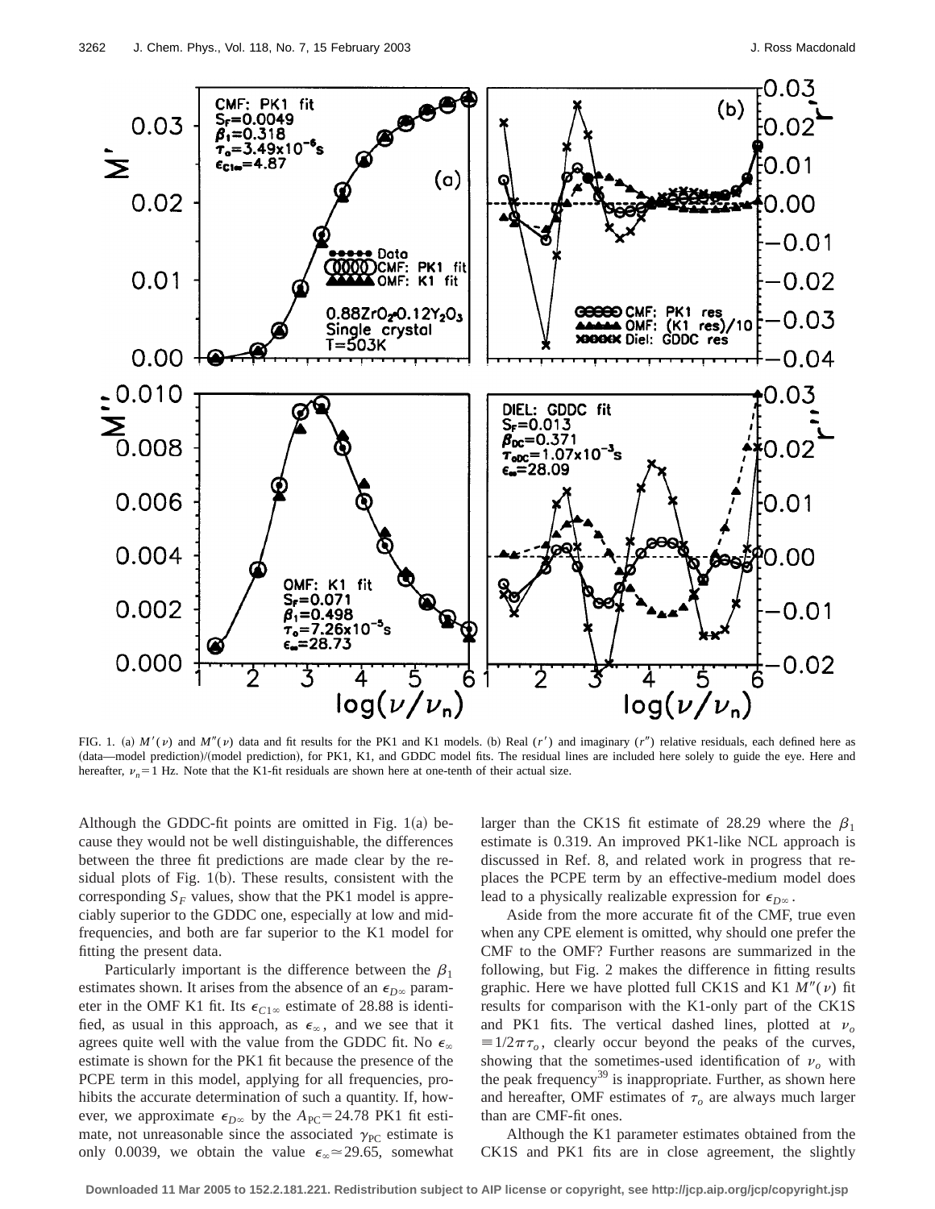FIG. 1. (a) $M'(\nu)$ and $M''(\nu)$ data and fit results for the PK1 and K1 models. (b) Real ($r'$) and imaginary ($r''$) relative residuals, each defined here as (data—model prediction)/(model prediction), for PK1, K1, and GDDC model fits. The residual lines are included here solely to guide the eye. Here and hereafter, $\nu_n = 1$ Hz. Note that the K1-fit residuals are shown here at one-tenth of their actual size.

Although the GDDC-fit points are omitted in Fig. 1(a) because they would not be well distinguishable, the differences between the three fit predictions are made clear by the residual plots of Fig. 1(b). These results, consistent with the corresponding $S_F$ values, show that the PK1 model is appreciably superior to the GDDC one, especially at low and mid-frequencies, and both are far superior to the K1 model for fitting the present data.

Particularly important is the difference between the $\beta_1$ estimates shown. It arises from the absence of an $\epsilon_{D\infty}$ parameter in the OMF K1 fit. Its $\epsilon_{C1\infty}$ estimate of 28.88 is identified, as usual in this approach, as $\epsilon_\infty$, and we see that it agrees quite well with the value from the GDDC fit. No $\epsilon_\infty$ estimate is shown for the PK1 fit because the presence of the PCPE term in this model, applying for all frequencies, prohibits the accurate determination of such a quantity. If, however, we approximate $\epsilon_{D\infty}$ by the $A_{PC} = 24.78$ PK1 fit estimate, not unreasonable since the associated $\gamma_{PC}$ estimate is only 0.0039, we obtain the value $\epsilon_\infty \simeq 29.65$, somewhat larger than the CK1S fit estimate of 28.29 where the $\beta_1$ estimate is 0.319. An improved PK1-like NCL approach is discussed in Ref. 8, and related work in progress that replaces the PCPE term by an effective-medium model does lead to a physically realizable expression for $\epsilon_{D\infty}$.

Aside from the more accurate fit of the CMF, true even when any CPE element is omitted, why should one prefer the CMF to the OMF? Further reasons are summarized in the following, but Fig. 2 makes the difference in fitting results graphic. Here we have plotted full CK1S and K1 $M''(\nu)$ fit results for comparison with the K1-only part of the CK1S and PK1 fits. The vertical dashed lines, plotted at $\nu_o \equiv 1/2\pi\tau_o$, clearly occur beyond the peaks of the curves, showing that the sometimes-used identification of $\nu_o$ with the peak frequency[39] is inappropriate. Further, as shown here and hereafter, OMF estimates of $\tau_o$ are always much larger than are CMF-fit ones.

Although the K1 parameter estimates obtained from the CK1S and PK1 fits are in close agreement, the slightly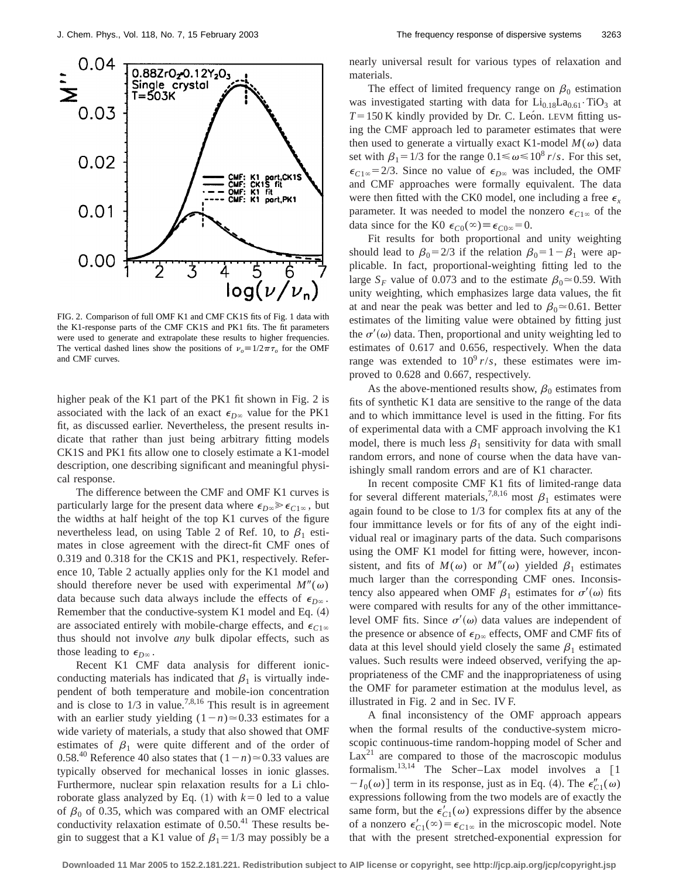FIG. 2. Comparison of full OMF K1 and CMF CK1S fits of Fig. 1 data with the K1-response parts of the CMF CK1S and PK1 fits. The fit parameters were used to generate and extrapolate these results to higher frequencies. The vertical dashed lines show the positions of $\nu_o \equiv 1/2\pi\tau_o$ for the OMF and CMF curves.

higher peak of the K1 part of the PK1 fit shown in Fig. 2 is associated with the lack of an exact $\epsilon_{D\infty}$ value for the PK1 fit, as discussed earlier. Nevertheless, the present results indicate that rather than just being arbitrary fitting models CK1S and PK1 fits allow one to closely estimate a K1-model description, one describing significant and meaningful physical response.

The difference between the CMF and OMF K1 curves is particularly large for the present data where $\epsilon_{D\infty} \gg \epsilon_{C1\infty}$, but the widths at half height of the top K1 curves of the figure nevertheless lead, on using Table 2 of Ref. 10, to $\beta_1$ estimates in close agreement with the direct-fit CMF ones of 0.319 and 0.318 for the CK1S and PK1, respectively. Reference 10, Table 2 actually applies only for the K1 model and should therefore never be used with experimental $M''(\omega)$ data because such data always include the effects of $\epsilon_{D\infty}$. Remember that the conductive-system K1 model and Eq. (4) are associated entirely with mobile-charge effects, and $\epsilon_{C1\infty}$ thus should not involve *any* bulk dipolar effects, such as those leading to $\epsilon_{D\infty}$.

Recent K1 CMF data analysis for different ionic-conducting materials has indicated that $\beta_1$ is virtually independent of both temperature and mobile-ion concentration and is close to 1/3 in value.[7,8,16] This result is in agreement with an earlier study yielding $(1-n) \simeq 0.33$ estimates for a wide variety of materials, a study that also showed that OMF estimates of $\beta_1$ were quite different and of the order of 0.58.[40] Reference 40 also states that $(1-n) \simeq 0.33$ values are typically observed for mechanical losses in ionic glasses. Furthermore, nuclear spin relaxation results for a Li chloroborate glass analyzed by Eq. (1) with $k=0$ led to a value of $\beta_0$ of 0.35, which was compared with an OMF electrical conductivity relaxation estimate of 0.50.[41] These results begin to suggest that a K1 value of $\beta_1 = 1/3$ may possibly be a nearly universal result for various types of relaxation and materials.

The effect of limited frequency range on $\beta_0$ estimation was investigated starting with data for $Li_{0.18}La_{0.61} \cdot TiO_3$ at $T = 150$ K kindly provided by Dr. C. León. LEVM fitting using the CMF approach led to parameter estimates that were then used to generate a virtually exact K1-model $M(\omega)$ data set with $\beta_1 = 1/3$ for the range $0.1 \leqslant \omega \leqslant 10^8\ r/s$. For this set, $\epsilon_{C1\infty} = 2/3$. Since no value of $\epsilon_{D\infty}$ was included, the OMF and CMF approaches were formally equivalent. The data were then fitted with the CK0 model, one including a free $\epsilon_x$ parameter. It was needed to model the nonzero $\epsilon_{C1\infty}$ of the data since for the K0 $\epsilon_{C0}(\infty) \equiv \epsilon_{C0\infty} = 0$.

Fit results for both proportional and unity weighting should lead to $\beta_0 = 2/3$ if the relation $\beta_0 = 1 - \beta_1$ were applicable. In fact, proportional-weighting fitting led to the large $S_F$ value of 0.073 and to the estimate $\beta_0 \simeq 0.59$. With unity weighting, which emphasizes large data values, the fit at and near the peak was better and led to $\beta_0 \simeq 0.61$. Better estimates of the limiting value were obtained by fitting just the $\sigma'(\omega)$ data. Then, proportional and unity weighting led to estimates of 0.617 and 0.656, respectively. When the data range was extended to $10^9\ r/s$, these estimates were improved to 0.628 and 0.667, respectively.

As the above-mentioned results show, $\beta_0$ estimates from fits of synthetic K1 data are sensitive to the range of the data and to which immittance level is used in the fitting. For fits of experimental data with a CMF approach involving the K1 model, there is much less $\beta_1$ sensitivity for data with small random errors, and none of course when the data have vanishingly small random errors and are of K1 character.

In recent composite CMF K1 fits of limited-range data for several different materials,[7,8,16] most $\beta_1$ estimates were again found to be close to 1/3 for complex fits at any of the four immittance levels or for fits of any of the eight individual real or imaginary parts of the data. Such comparisons using the OMF K1 model for fitting were, however, inconsistent, and fits of $M(\omega)$ or $M''(\omega)$ yielded $\beta_1$ estimates much larger than the corresponding CMF ones. Inconsistency also appeared when OMF $\beta_1$ estimates for $\sigma'(\omega)$ fits were compared with results for any of the other immittance-level OMF fits. Since $\sigma'(\omega)$ data values are independent of the presence or absence of $\epsilon_{D\infty}$ effects, OMF and CMF fits of data at this level should yield closely the same $\beta_1$ estimated values. Such results were indeed observed, verifying the appropriateness of the CMF and the inappropriateness of using the OMF for parameter estimation at the modulus level, as illustrated in Fig. 2 and in Sec. IV F.

A final inconsistency of the OMF approach appears when the formal results of the conductive-system microscopic continuous-time random-hopping model of Scher and Lax[21] are compared to those of the macroscopic modulus formalism.[13,14] The Scher–Lax model involves a $[1 - I_0(\omega)]$ term in its response, just as in Eq. (4). The $\epsilon''_{C1}(\omega)$ expressions following from the two models are of exactly the same form, but the $\epsilon'_{C1}(\omega)$ expressions differ by the absence of a nonzero $\epsilon'_{C1}(\infty) = \epsilon_{C1\infty}$ in the microscopic model. Note that with the present stretched-exponential expression for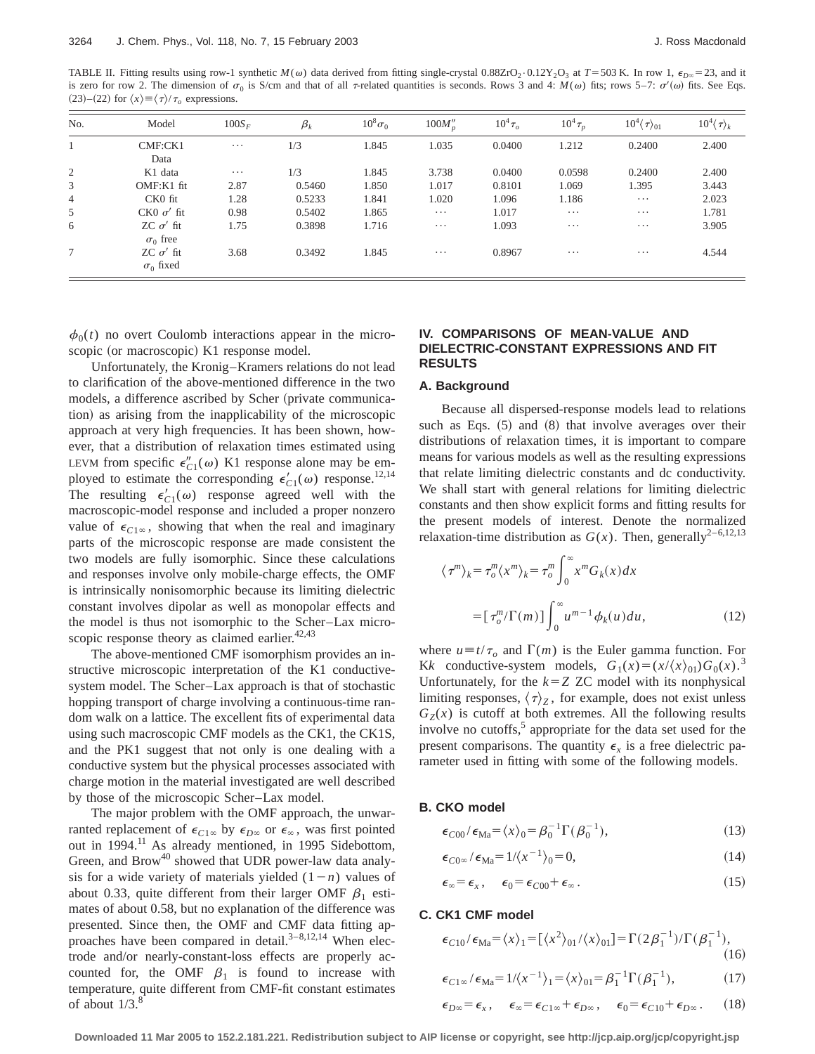TABLE II. Fitting results using row-1 synthetic $M(\omega)$ data derived from fitting single-crystal $0.88ZrO_2 \cdot 0.12Y_2O_3$ at $T = 503$ K. In row 1, $\epsilon_{D\infty} = 23$, and it is zero for row 2. The dimension of $\sigma_0$ is S/cm and that of all $\tau$-related quantities is seconds. Rows 3 and 4: $M(\omega)$ fits; rows 5–7: $\sigma'(\omega)$ fits. See Eqs. (23)–(22) for $\langle x \rangle \equiv \langle \tau \rangle / \tau_o$ expressions.

| No. | Model | $100S_F$ | $\beta_k$ | $10^8\sigma_0$ | $100M''_p$ | $10^4\tau_o$ | $10^4\tau_p$ | $10^4\langle\tau\rangle_{01}$ | $10^4\langle\tau\rangle_k$ |
|---|---|---|---|---|---|---|---|---|---|
| 1 | CMF:CK1 Data | ⋯ | 1/3 | 1.845 | 1.035 | 0.0400 | 1.212 | 0.2400 | 2.400 |
| 2 | K1 data | ⋯ | 1/3 | 1.845 | 3.738 | 0.0400 | 0.0598 | 0.2400 | 2.400 |
| 3 | OMF:K1 fit | 2.87 | 0.5460 | 1.850 | 1.017 | 0.8101 | 1.069 | 1.395 | 3.443 |
| 4 | CK0 fit | 1.28 | 0.5233 | 1.841 | 1.020 | 1.096 | 1.186 | ⋯ | 2.023 |
| 5 | CK0 $\sigma'$ fit | 0.98 | 0.5402 | 1.865 | ⋯ | 1.017 | ⋯ | ⋯ | 1.781 |
| 6 | ZC $\sigma'$ fit $\sigma_0$ free | 1.75 | 0.3898 | 1.716 | ⋯ | 1.093 | ⋯ | ⋯ | 3.905 |
| 7 | ZC $\sigma'$ fit $\sigma_0$ fixed | 3.68 | 0.3492 | 1.845 | ⋯ | 0.8967 | ⋯ | ⋯ | 4.544 |

$\phi_0(t)$ no overt Coulomb interactions appear in the microscopic (or macroscopic) K1 response model.

Unfortunately, the Kronig–Kramers relations do not lead to clarification of the above-mentioned difference in the two models, a difference ascribed by Scher (private communication) as arising from the inapplicability of the microscopic approach at very high frequencies. It has been shown, however, that a distribution of relaxation times estimated using LEVM from specific $\epsilon''_{C1}(\omega)$ K1 response alone may be employed to estimate the corresponding $\epsilon'_{C1}(\omega)$ response.[12,14] The resulting $\epsilon'_{C1}(\omega)$ response agreed well with the macroscopic-model response and included a proper nonzero value of $\epsilon_{C1\infty}$, showing that when the real and imaginary parts of the microscopic response are made consistent the two models are fully isomorphic. Since these calculations and responses involve only mobile-charge effects, the OMF is intrinsically nonisomorphic because its limiting dielectric constant involves dipolar as well as monopolar effects and the model is thus not isomorphic to the Scher–Lax microscopic response theory as claimed earlier.[42,43]

The above-mentioned CMF isomorphism provides an instructive microscopic interpretation of the K1 conductive-system model. The Scher–Lax approach is that of stochastic hopping transport of charge involving a continuous-time random walk on a lattice. The excellent fits of experimental data using such macroscopic CMF models as the CK1, the CK1S, and the PK1 suggest that not only is one dealing with a conductive system but the physical processes associated with charge motion in the material investigated are well described by those of the microscopic Scher–Lax model.

The major problem with the OMF approach, the unwarranted replacement of $\epsilon_{C1\infty}$ by $\epsilon_{D\infty}$ or $\epsilon_\infty$, was first pointed out in 1994.[11] As already mentioned, in 1995 Sidebottom, Green, and Brow[40] showed that UDR power-law data analysis for a wide variety of materials yielded $(1-n)$ values of about 0.33, quite different from their larger OMF $\beta_1$ estimates of about 0.58, but no explanation of the difference was presented. Since then, the OMF and CMF data fitting approaches have been compared in detail.[3–8,12,14] When electrode and/or nearly-constant-loss effects are properly accounted for, the OMF $\beta_1$ is found to increase with temperature, quite different from CMF-fit constant estimates of about 1/3.[8]

## IV. COMPARISONS OF MEAN-VALUE AND DIELECTRIC-CONSTANT EXPRESSIONS AND FIT RESULTS

### A. Background

Because all dispersed-response models lead to relations such as Eqs. (5) and (8) that involve averages over their distributions of relaxation times, it is important to compare means for various models as well as the resulting expressions that relate limiting dielectric constants and dc conductivity. We shall start with general relations for limiting dielectric constants and then show explicit forms and fitting results for the present models of interest. Denote the normalized relaxation-time distribution as $G(x)$. Then, generally[2–6,12,13]

$$\langle \tau^m \rangle_k = \tau_o^m \langle x^m \rangle_k = \tau_o^m \int_0^\infty x^m G_k(x)\,dx$$

$$= [\tau_o^m / \Gamma(m)] \int_0^\infty u^{m-1} \phi_k(u)\,du, \tag{12}$$

where $u \equiv t/\tau_o$ and $\Gamma(m)$ is the Euler gamma function. For K$k$ conductive-system models, $G_1(x) = (x/\langle x \rangle_{01}) G_0(x)$.[3] Unfortunately, for the $k=Z$ ZC model with its nonphysical limiting responses, $\langle \tau \rangle_Z$, for example, does not exist unless $G_Z(x)$ is cutoff at both extremes. All the following results involve no cutoffs,[5] appropriate for the data set used for the present comparisons. The quantity $\epsilon_x$ is a free dielectric parameter used in fitting with some of the following models.

### B. CKO model

$$\epsilon_{C00} / \epsilon_{\mathrm{Ma}} = \langle x \rangle_0 = \beta_0^{-1} \Gamma(\beta_0^{-1}), \tag{13}$$

$$\epsilon_{C0\infty} / \epsilon_{\mathrm{Ma}} = 1/\langle x^{-1} \rangle_0 = 0, \tag{14}$$

$$\epsilon_\infty = \epsilon_x, \quad \epsilon_0 = \epsilon_{C00} + \epsilon_\infty. \tag{15}$$

### C. CK1 CMF model

$$\epsilon_{C10} / \epsilon_{\mathrm{Ma}} = \langle x \rangle_1 = [\langle x^2 \rangle_{01} / \langle x \rangle_{01}] = \Gamma(2\beta_1^{-1}) / \Gamma(\beta_1^{-1}), \tag{16}$$

$$\epsilon_{C1\infty} / \epsilon_{\mathrm{Ma}} = 1/\langle x^{-1} \rangle_1 = \langle x \rangle_{01} = \beta_1^{-1} \Gamma(\beta_1^{-1}), \tag{17}$$

$$\epsilon_{D\infty} = \epsilon_x, \quad \epsilon_\infty = \epsilon_{C1\infty} + \epsilon_{D\infty}, \quad \epsilon_0 = \epsilon_{C10} + \epsilon_{D\infty}. \tag{18}$$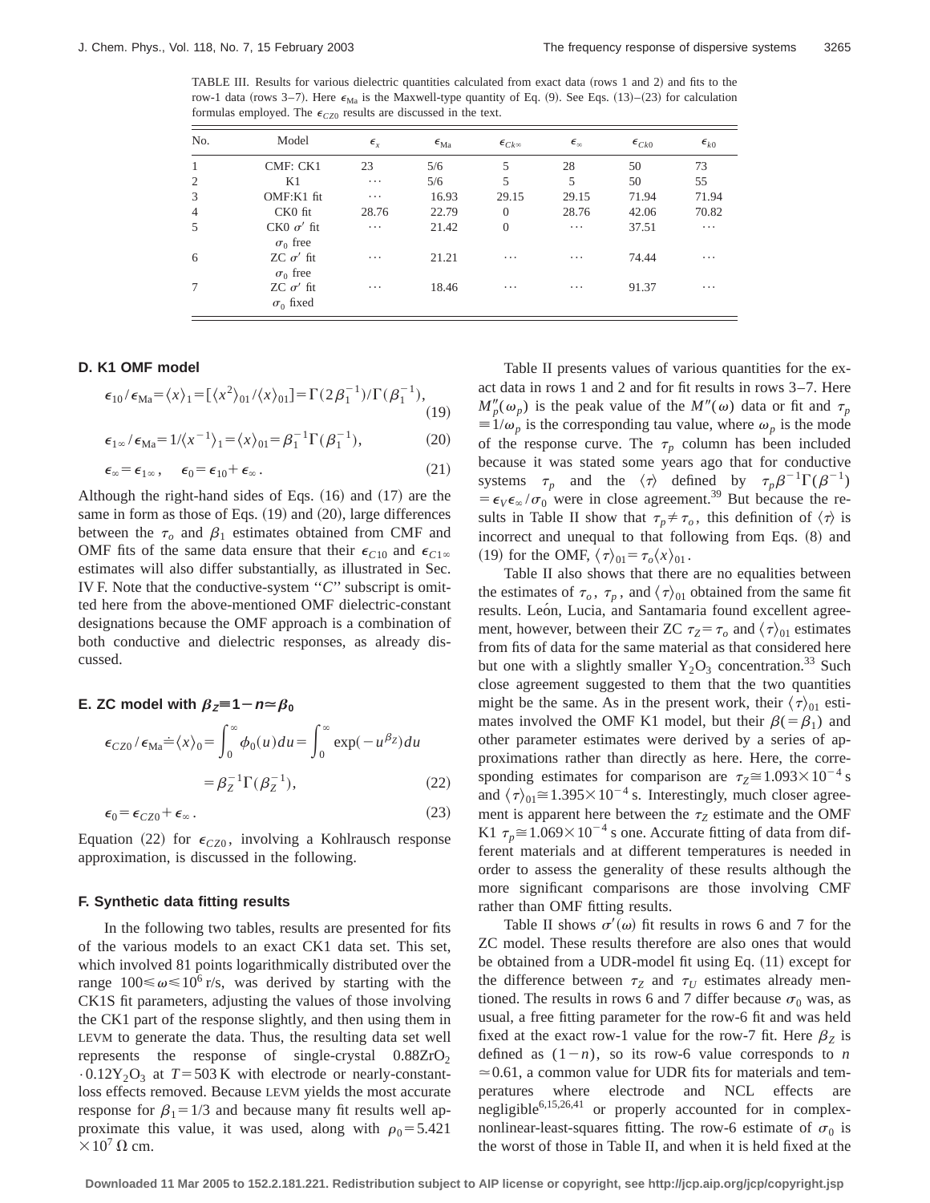TABLE III. Results for various dielectric quantities calculated from exact data (rows 1 and 2) and fits to the row-1 data (rows 3–7). Here $\epsilon_{\mathrm{Ma}}$ is the Maxwell-type quantity of Eq. (9). See Eqs. (13)–(23) for calculation formulas employed. The $\epsilon_{CZ0}$ results are discussed in the text.

| No. | Model | $\epsilon_x$ | $\epsilon_{\mathrm{Ma}}$ | $\epsilon_{Ck\infty}$ | $\epsilon_\infty$ | $\epsilon_{Ck0}$ | $\epsilon_{k0}$ |
|---|---|---|---|---|---|---|---|
| 1 | CMF: CK1 | 23 | 5/6 | 5 | 28 | 50 | 73 |
| 2 | K1 | ⋯ | 5/6 | 5 | 5 | 50 | 55 |
| 3 | OMF:K1 fit | ⋯ | 16.93 | 29.15 | 29.15 | 71.94 | 71.94 |
| 4 | CK0 fit | 28.76 | 22.79 | 0 | 28.76 | 42.06 | 70.82 |
| 5 | CK0 $\sigma'$ fit $\sigma_0$ free | ⋯ | 21.42 | 0 | ⋯ | 37.51 | ⋯ |
| 6 | ZC $\sigma'$ fit $\sigma_0$ free | ⋯ | 21.21 | ⋯ | ⋯ | 74.44 | ⋯ |
| 7 | ZC $\sigma'$ fit $\sigma_0$ fixed | ⋯ | 18.46 | ⋯ | ⋯ | 91.37 | ⋯ |

### D. K1 OMF model

$$\epsilon_{10}/\epsilon_{\mathrm{Ma}}=\langle x\rangle_1=[\langle x^2\rangle_{01}/\langle x\rangle_{01}]=\Gamma(2\beta_1^{-1})/\Gamma(\beta_1^{-1}), \tag{19}$$

$$\epsilon_{1\infty}/\epsilon_{\mathrm{Ma}}=1/\langle x^{-1}\rangle_1=\langle x\rangle_{01}=\beta_1^{-1}\Gamma(\beta_1^{-1}), \tag{20}$$

$$\epsilon_\infty=\epsilon_{1\infty},\quad \epsilon_0=\epsilon_{10}+\epsilon_\infty. \tag{21}$$

Although the right-hand sides of Eqs. (16) and (17) are the same in form as those of Eqs. (19) and (20), large differences between the $\tau_o$ and $\beta_1$ estimates obtained from CMF and OMF fits of the same data ensure that their $\epsilon_{C10}$ and $\epsilon_{C1\infty}$ estimates will also differ substantially, as illustrated in Sec. IV F. Note that the conductive-system "$C$" subscript is omitted here from the above-mentioned OMF dielectric-constant designations because the OMF approach is a combination of both conductive and dielectric responses, as already discussed.

### E. ZC model with $\beta_Z \equiv 1-n \simeq \beta_0$

$$\epsilon_{CZ0}/\epsilon_{\mathrm{Ma}} \doteq \langle x\rangle_0=\int_0^\infty \phi_0(u)du=\int_0^\infty \exp(-u^{\beta_Z})du$$
$$=\beta_Z^{-1}\Gamma(\beta_Z^{-1}), \tag{22}$$

$$\epsilon_0=\epsilon_{CZ0}+\epsilon_\infty. \tag{23}$$

Equation (22) for $\epsilon_{CZ0}$, involving a Kohlrausch response approximation, is discussed in the following.

### F. Synthetic data fitting results

In the following two tables, results are presented for fits of the various models to an exact CK1 data set. This set, which involved 81 points logarithmically distributed over the range $100 \leqslant \omega \leqslant 10^6$ r/s, was derived by starting with the CK1S fit parameters, adjusting the values of those involving the CK1 part of the response slightly, and then using them in LEVM to generate the data. Thus, the resulting data set well represents the response of single-crystal $0.88\mathrm{ZrO_2}\cdot 0.12\mathrm{Y_2O_3}$ at $T=503$ K with electrode or nearly-constant-loss effects removed. Because LEVM yields the most accurate response for $\beta_1=1/3$ and because many fit results well approximate this value, it was used, along with $\rho_0=5.421\times 10^7\ \Omega$ cm.

Table II presents values of various quantities for the exact data in rows 1 and 2 and for fit results in rows 3–7. Here $M_p''(\omega_p)$ is the peak value of the $M''(\omega)$ data or fit and $\tau_p \equiv 1/\omega_p$ is the corresponding tau value, where $\omega_p$ is the mode of the response curve. The $\tau_p$ column has been included because it was stated some years ago that for conductive systems $\tau_p$ and the $\langle\tau\rangle$ defined by $\tau_p\beta^{-1}\Gamma(\beta^{-1})=\epsilon_V\epsilon_\infty/\sigma_0$ were in close agreement.[39] But because the results in Table II show that $\tau_p \neq \tau_o$, this definition of $\langle\tau\rangle$ is incorrect and unequal to that following from Eqs. (8) and (19) for the OMF, $\langle\tau\rangle_{01}=\tau_o\langle x\rangle_{01}$.

Table II also shows that there are no equalities between the estimates of $\tau_o$, $\tau_p$, and $\langle\tau\rangle_{01}$ obtained from the same fit results. León, Lucia, and Santamaria found excellent agreement, however, between their ZC $\tau_Z=\tau_o$ and $\langle\tau\rangle_{01}$ estimates from fits of data for the same material as that considered here but one with a slightly smaller $\mathrm{Y_2O_3}$ concentration.[33] Such close agreement suggested to them that the two quantities might be the same. As in the present work, their $\langle\tau\rangle_{01}$ estimates involved the OMF K1 model, but their $\beta(=\beta_1)$ and other parameter estimates were derived by a series of approximations rather than directly as here. Here, the corresponding estimates for comparison are $\tau_Z \cong 1.093\times 10^{-4}$ s and $\langle\tau\rangle_{01} \cong 1.395\times 10^{-4}$ s. Interestingly, much closer agreement is apparent here between the $\tau_Z$ estimate and the OMF K1 $\tau_p \cong 1.069\times 10^{-4}$ s one. Accurate fitting of data from different materials and at different temperatures is needed in order to assess the generality of these results although the more significant comparisons are those involving CMF rather than OMF fitting results.

Table II shows $\sigma'(\omega)$ fit results in rows 6 and 7 for the ZC model. These results therefore are also ones that would be obtained from a UDR-model fit using Eq. (11) except for the difference between $\tau_Z$ and $\tau_U$ estimates already mentioned. The results in rows 6 and 7 differ because $\sigma_0$ was, as usual, a free fitting parameter for the row-6 fit and was held fixed at the exact row-1 value for the row-7 fit. Here $\beta_Z$ is defined as $(1-n)$, so its row-6 value corresponds to $n \simeq 0.61$, a common value for UDR fits for materials and temperatures where electrode and NCL effects are negligible[6,15,26,41] or properly accounted for in complex-nonlinear-least-squares fitting. The row-6 estimate of $\sigma_0$ is the worst of those in Table II, and when it is held fixed at the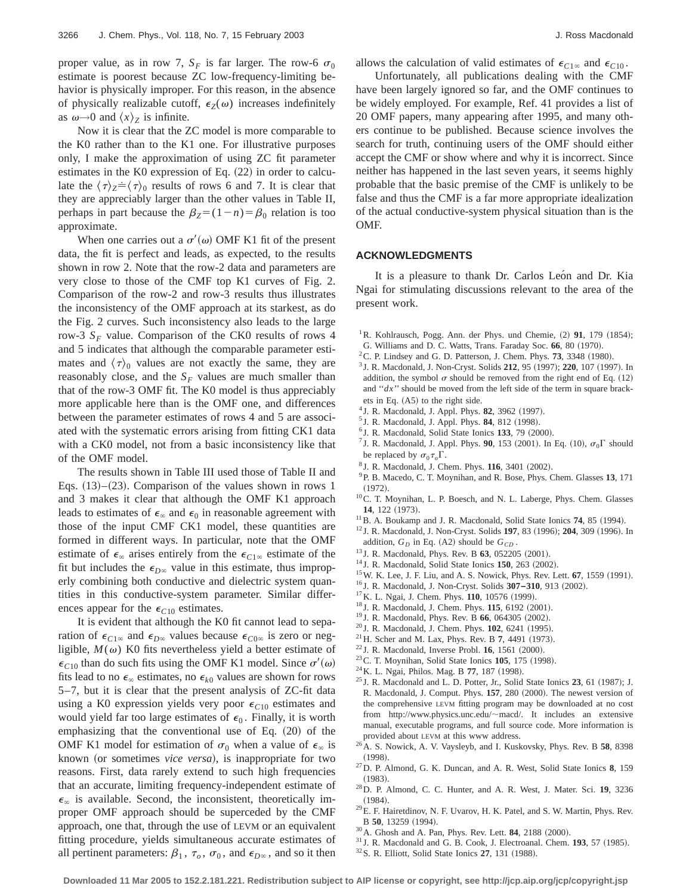proper value, as in row 7, $S_F$ is far larger. The row-6 $\sigma_0$ estimate is poorest because ZC low-frequency-limiting behavior is physically improper. For this reason, in the absence of physically realizable cutoff, $\epsilon_Z(\omega)$ increases indefinitely as $\omega \to 0$ and $\langle x \rangle_Z$ is infinite.

Now it is clear that the ZC model is more comparable to the K0 rather than to the K1 one. For illustrative purposes only, I make the approximation of using ZC fit parameter estimates in the K0 expression of Eq. (22) in order to calculate the $\langle \tau \rangle_Z \doteq \langle \tau \rangle_0$ results of rows 6 and 7. It is clear that they are appreciably larger than the other values in Table II, perhaps in part because the $\beta_Z = (1-n) = \beta_0$ relation is too approximate.

When one carries out a $\sigma'(\omega)$ OMF K1 fit of the present data, the fit is perfect and leads, as expected, to the results shown in row 2. Note that the row-2 data and parameters are very close to those of the CMF top K1 curves of Fig. 2. Comparison of the row-2 and row-3 results thus illustrates the inconsistency of the OMF approach at its starkest, as do the Fig. 2 curves. Such inconsistency also leads to the large row-3 $S_F$ value. Comparison of the CK0 results of rows 4 and 5 indicates that although the comparable parameter estimates and $\langle \tau \rangle_0$ values are not exactly the same, they are reasonably close, and the $S_F$ values are much smaller than that of the row-3 OMF fit. The K0 model is thus appreciably more applicable here than is the OMF one, and differences between the parameter estimates of rows 4 and 5 are associated with the systematic errors arising from fitting CK1 data with a CK0 model, not from a basic inconsistency like that of the OMF model.

The results shown in Table III used those of Table II and Eqs. (13)–(23). Comparison of the values shown in rows 1 and 3 makes it clear that although the OMF K1 approach leads to estimates of $\epsilon_\infty$ and $\epsilon_0$ in reasonable agreement with those of the input CMF CK1 model, these quantities are formed in different ways. In particular, note that the OMF estimate of $\epsilon_\infty$ arises entirely from the $\epsilon_{C1\infty}$ estimate of the fit but includes the $\epsilon_{D\infty}$ value in this estimate, thus improperly combining both conductive and dielectric system quantities in this conductive-system parameter. Similar differences appear for the $\epsilon_{C10}$ estimates.

It is evident that although the K0 fit cannot lead to separation of $\epsilon_{C1\infty}$ and $\epsilon_{D\infty}$ values because $\epsilon_{C0\infty}$ is zero or negligible, $M(\omega)$ K0 fits nevertheless yield a better estimate of $\epsilon_{C10}$ than do such fits using the OMF K1 model. Since $\sigma'(\omega)$ fits lead to no $\epsilon_\infty$ estimates, no $\epsilon_{k0}$ values are shown for rows 5–7, but it is clear that the present analysis of ZC-fit data using a K0 expression yields very poor $\epsilon_{C10}$ estimates and would yield far too large estimates of $\epsilon_0$. Finally, it is worth emphasizing that the conventional use of Eq. (20) of the OMF K1 model for estimation of $\sigma_0$ when a value of $\epsilon_\infty$ is known (or sometimes *vice versa*), is inappropriate for two reasons. First, data rarely extend to such high frequencies that an accurate, limiting frequency-independent estimate of $\epsilon_\infty$ is available. Second, the inconsistent, theoretically improper OMF approach should be superceded by the CMF approach, one that, through the use of LEVM or an equivalent fitting procedure, yields simultaneous accurate estimates of all pertinent parameters: $\beta_1$, $\tau_o$, $\sigma_0$, and $\epsilon_{D\infty}$, and so it then allows the calculation of valid estimates of $\epsilon_{C1\infty}$ and $\epsilon_{C10}$.

Unfortunately, all publications dealing with the CMF have been largely ignored so far, and the OMF continues to be widely employed. For example, Ref. 41 provides a list of 20 OMF papers, many appearing after 1995, and many others continue to be published. Because science involves the search for truth, continuing users of the OMF should either accept the CMF or show where and why it is incorrect. Since neither has happened in the last seven years, it seems highly probable that the basic premise of the CMF is unlikely to be false and thus the CMF is a far more appropriate idealization of the actual conductive-system physical situation than is the OMF.

## ACKNOWLEDGMENTS

It is a pleasure to thank Dr. Carlos León and Dr. Kia Ngai for stimulating discussions relevant to the area of the present work.

[1] R. Kohlrausch, Pogg. Ann. der Phys. und Chemie, (2) **91**, 179 (1854); G. Williams and D. C. Watts, Trans. Faraday Soc. **66**, 80 (1970).
[2] C. P. Lindsey and G. D. Patterson, J. Chem. Phys. **73**, 3348 (1980).
[3] J. R. Macdonald, J. Non-Cryst. Solids **212**, 95 (1997); **220**, 107 (1997). In addition, the symbol $\sigma$ should be removed from the right end of Eq. (12) and "$dx$" should be moved from the left side of the term in square brackets in Eq. (A5) to the right side.
[4] J. R. Macdonald, J. Appl. Phys. **82**, 3962 (1997).
[5] J. R. Macdonald, J. Appl. Phys. **84**, 812 (1998).
[6] J. R. Macdonald, Solid State Ionics **133**, 79 (2000).
[7] J. R. Macdonald, J. Appl. Phys. **90**, 153 (2001). In Eq. (10), $\sigma_0 \Gamma$ should be replaced by $\sigma_0 \tau_o \Gamma$.
[8] J. R. Macdonald, J. Chem. Phys. **116**, 3401 (2002).
[9] P. B. Macedo, C. T. Moynihan, and R. Bose, Phys. Chem. Glasses **13**, 171 (1972).
[10] C. T. Moynihan, L. P. Boesch, and N. L. Laberge, Phys. Chem. Glasses **14**, 122 (1973).
[11] B. A. Boukamp and J. R. Macdonald, Solid State Ionics **74**, 85 (1994).
[12] J. R. Macdonald, J. Non-Cryst. Solids **197**, 83 (1996); **204**, 309 (1996). In addition, $G_D$ in Eq. (A2) should be $G_{CD}$.
[13] J. R. Macdonald, Phys. Rev. B **63**, 052205 (2001).
[14] J. R. Macdonald, Solid State Ionics **150**, 263 (2002).
[15] W. K. Lee, J. F. Liu, and A. S. Nowick, Phys. Rev. Lett. **67**, 1559 (1991).
[16] J. R. Macdonald, J. Non-Cryst. Solids **307–310**, 913 (2002).
[17] K. L. Ngai, J. Chem. Phys. **110**, 10576 (1999).
[18] J. R. Macdonald, J. Chem. Phys. **115**, 6192 (2001).
[19] J. R. Macdonald, Phys. Rev. B **66**, 064305 (2002).
[20] J. R. Macdonald, J. Chem. Phys. **102**, 6241 (1995).
[21] H. Scher and M. Lax, Phys. Rev. B **7**, 4491 (1973).
[22] J. R. Macdonald, Inverse Probl. **16**, 1561 (2000).
[23] C. T. Moynihan, Solid State Ionics **105**, 175 (1998).
[24] K. L. Ngai, Philos. Mag. B **77**, 187 (1998).
[25] J. R. Macdonald and L. D. Potter, Jr., Solid State Ionics **23**, 61 (1987); J. R. Macdonald, J. Comput. Phys. **157**, 280 (2000). The newest version of the comprehensive LEVM fitting program may be downloaded at no cost from http://www.physics.unc.edu/~macd/. It includes an extensive manual, executable programs, and full source code. More information is provided about LEVM at this www address.
[26] A. S. Nowick, A. V. Vaysleyb, and I. Kuskovsky, Phys. Rev. B **58**, 8398 (1998).
[27] D. P. Almond, G. K. Duncan, and A. R. West, Solid State Ionics **8**, 159 (1983).
[28] D. P. Almond, C. C. Hunter, and A. R. West, J. Mater. Sci. **19**, 3236 (1984).
[29] E. F. Hairetdinov, N. F. Uvarov, H. K. Patel, and S. W. Martin, Phys. Rev. B **50**, 13259 (1994).
[30] A. Ghosh and A. Pan, Phys. Rev. Lett. **84**, 2188 (2000).
[31] J. R. Macdonald and G. B. Cook, J. Electroanal. Chem. **193**, 57 (1985).
[32] S. R. Elliott, Solid State Ionics **27**, 131 (1988).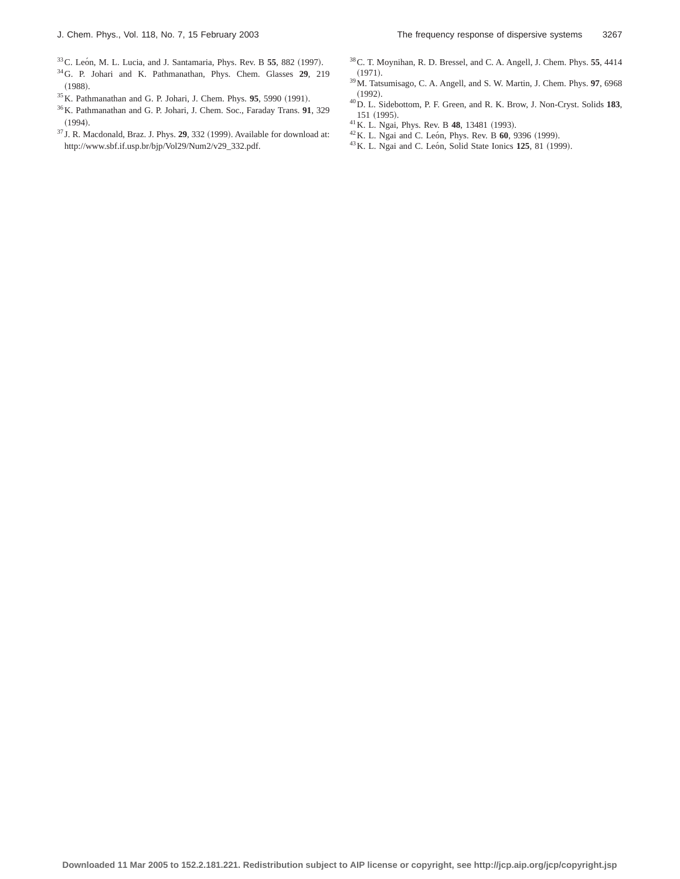[33] C. León, M. L. Lucia, and J. Santamaria, Phys. Rev. B **55**, 882 (1997).

[34] G. P. Johari and K. Pathmanathan, Phys. Chem. Glasses **29**, 219 (1988).

[35] K. Pathmanathan and G. P. Johari, J. Chem. Phys. **95**, 5990 (1991).

[36] K. Pathmanathan and G. P. Johari, J. Chem. Soc., Faraday Trans. **91**, 329 (1994).

[37] J. R. Macdonald, Braz. J. Phys. **29**, 332 (1999). Available for download at: http://www.sbf.if.usp.br/bjp/Vol29/Num2/v29_332.pdf.

[38] C. T. Moynihan, R. D. Bressel, and C. A. Angell, J. Chem. Phys. **55**, 4414 (1971).

[39] M. Tatsumisago, C. A. Angell, and S. W. Martin, J. Chem. Phys. **97**, 6968 (1992).

[40] D. L. Sidebottom, P. F. Green, and R. K. Brow, J. Non-Cryst. Solids **183**, 151 (1995).

[41] K. L. Ngai, Phys. Rev. B **48**, 13481 (1993).

[42] K. L. Ngai and C. León, Phys. Rev. B **60**, 9396 (1999).

[43] K. L. Ngai and C. León, Solid State Ionics **125**, 81 (1999).